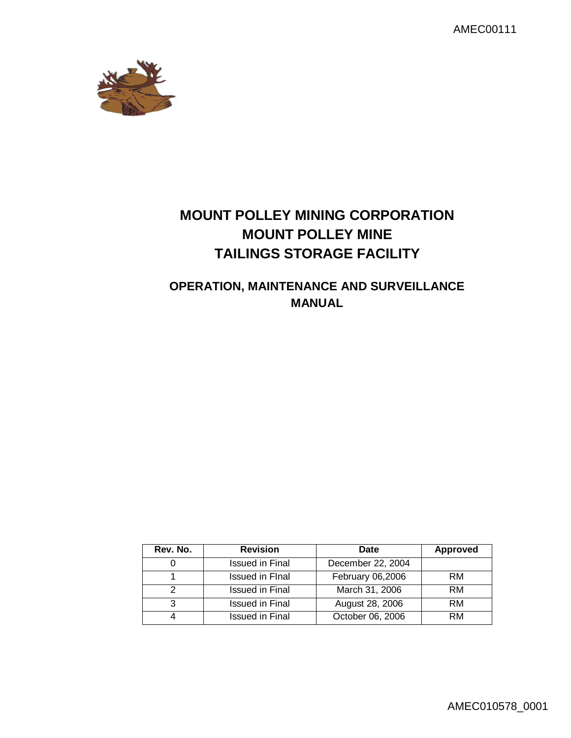# MOUNT POLLEY MINING CORPORATION
# MOUNT POLLEY MINE
# TAILINGS STORAGE FACILITY

## OPERATION, MAINTENANCE AND SURVEILLANCE MANUAL

| Rev. No. | Revision | Date | Approved |
|---|---|---|---|
| 0 | Issued in Final | December 22, 2004 | |
| 1 | Issued in FInal | February 06,2006 | RM |
| 2 | Issued in Final | March 31, 2006 | RM |
| 3 | Issued in Final | August 28, 2006 | RM |
| 4 | Issued in Final | October 06, 2006 | RM |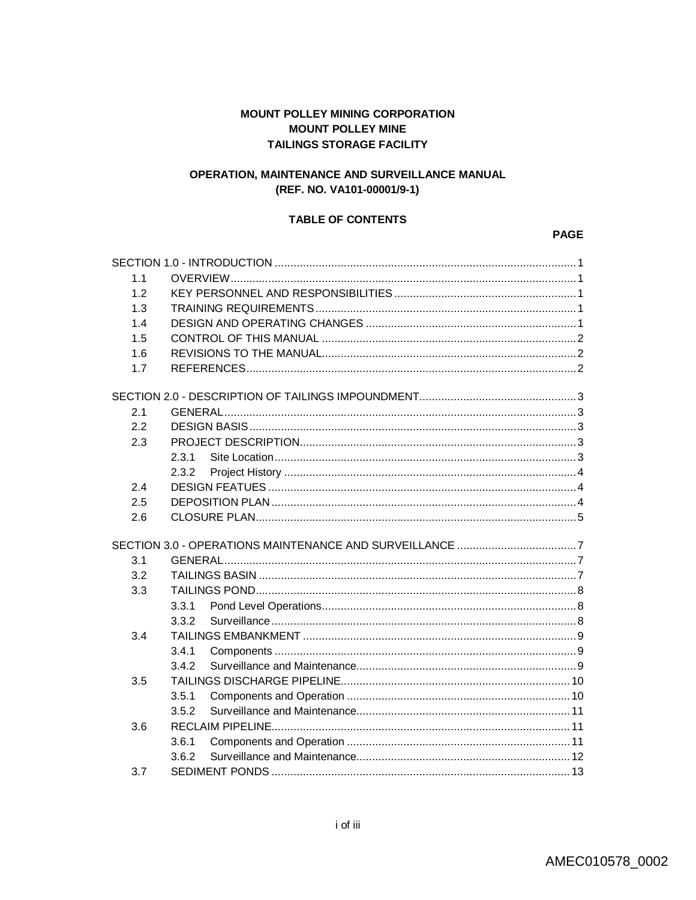**MOUNT POLLEY MINING CORPORATION**
**MOUNT POLLEY MINE**
**TAILINGS STORAGE FACILITY**

**OPERATION, MAINTENANCE AND SURVEILLANCE MANUAL**
**(REF. NO. VA101-00001/9-1)**

**TABLE OF CONTENTS**

| | | | **PAGE** |
|---|---|---|---|
| SECTION 1.0 - INTRODUCTION | | | 1 |
| 1.1 | OVERVIEW | | 1 |
| 1.2 | KEY PERSONNEL AND RESPONSIBILITIES | | 1 |
| 1.3 | TRAINING REQUIREMENTS | | 1 |
| 1.4 | DESIGN AND OPERATING CHANGES | | 1 |
| 1.5 | CONTROL OF THIS MANUAL | | 2 |
| 1.6 | REVISIONS TO THE MANUAL | | 2 |
| 1.7 | REFERENCES | | 2 |
| SECTION 2.0 - DESCRIPTION OF TAILINGS IMPOUNDMENT | | | 3 |
| 2.1 | GENERAL | | 3 |
| 2.2 | DESIGN BASIS | | 3 |
| 2.3 | PROJECT DESCRIPTION | | 3 |
| | 2.3.1 | Site Location | 3 |
| | 2.3.2 | Project History | 4 |
| 2.4 | DESIGN FEATUES | | 4 |
| 2.5 | DEPOSITION PLAN | | 4 |
| 2.6 | CLOSURE PLAN | | 5 |
| SECTION 3.0 - OPERATIONS MAINTENANCE AND SURVEILLANCE | | | 7 |
| 3.1 | GENERAL | | 7 |
| 3.2 | TAILINGS BASIN | | 7 |
| 3.3 | TAILINGS POND | | 8 |
| | 3.3.1 | Pond Level Operations | 8 |
| | 3.3.2 | Surveillance | 8 |
| 3.4 | TAILINGS EMBANKMENT | | 9 |
| | 3.4.1 | Components | 9 |
| | 3.4.2 | Surveillance and Maintenance | 9 |
| 3.5 | TAILINGS DISCHARGE PIPELINE | | 10 |
| | 3.5.1 | Components and Operation | 10 |
| | 3.5.2 | Surveillance and Maintenance | 11 |
| 3.6 | RECLAIM PIPELINE | | 11 |
| | 3.6.1 | Components and Operation | 11 |
| | 3.6.2 | Surveillance and Maintenance | 12 |
| 3.7 | SEDIMENT PONDS | | 13 |

AMEC010578_0002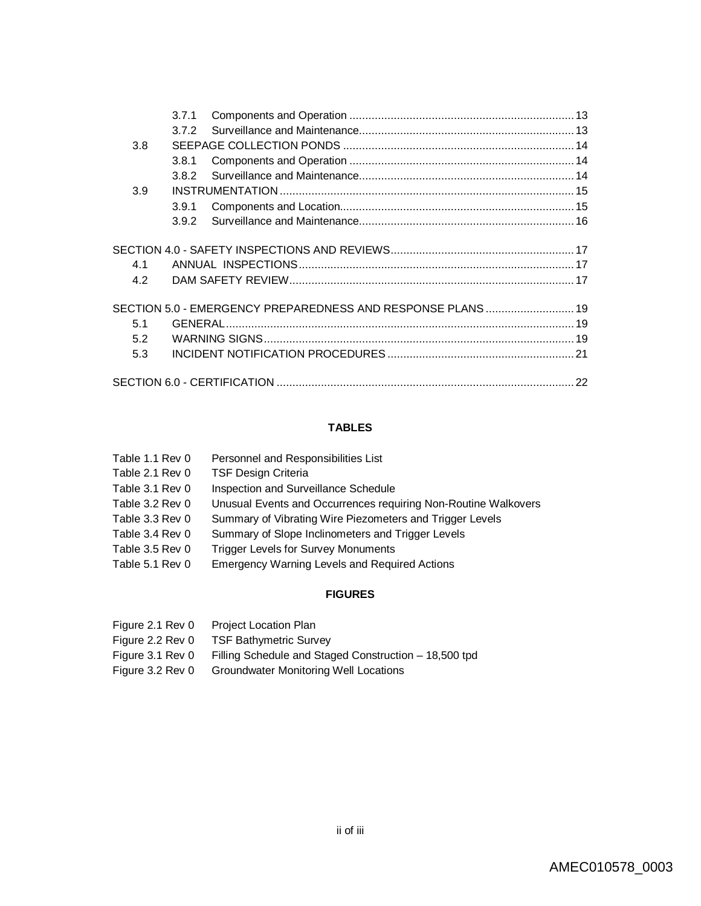| | | | |
|---|---|---|---|
| | 3.7.1 | Components and Operation | 13 |
| | 3.7.2 | Surveillance and Maintenance | 13 |
| 3.8 | SEEPAGE COLLECTION PONDS | | 14 |
| | 3.8.1 | Components and Operation | 14 |
| | 3.8.2 | Surveillance and Maintenance | 14 |
| 3.9 | INSTRUMENTATION | | 15 |
| | 3.9.1 | Components and Location | 15 |
| | 3.9.2 | Surveillance and Maintenance | 16 |
| SECTION 4.0 - SAFETY INSPECTIONS AND REVIEWS | | | 17 |
| 4.1 | ANNUAL INSPECTIONS | | 17 |
| 4.2 | DAM SAFETY REVIEW | | 17 |
| SECTION 5.0 - EMERGENCY PREPAREDNESS AND RESPONSE PLANS | | | 19 |
| 5.1 | GENERAL | | 19 |
| 5.2 | WARNING SIGNS | | 19 |
| 5.3 | INCIDENT NOTIFICATION PROCEDURES | | 21 |
| SECTION 6.0 - CERTIFICATION | | | 22 |

**TABLES**

| | |
|---|---|
| Table 1.1 Rev 0 | Personnel and Responsibilities List |
| Table 2.1 Rev 0 | TSF Design Criteria |
| Table 3.1 Rev 0 | Inspection and Surveillance Schedule |
| Table 3.2 Rev 0 | Unusual Events and Occurrences requiring Non-Routine Walkovers |
| Table 3.3 Rev 0 | Summary of Vibrating Wire Piezometers and Trigger Levels |
| Table 3.4 Rev 0 | Summary of Slope Inclinometers and Trigger Levels |
| Table 3.5 Rev 0 | Trigger Levels for Survey Monuments |
| Table 5.1 Rev 0 | Emergency Warning Levels and Required Actions |

**FIGURES**

| | |
|---|---|
| Figure 2.1 Rev 0 | Project Location Plan |
| Figure 2.2 Rev 0 | TSF Bathymetric Survey |
| Figure 3.1 Rev 0 | Filling Schedule and Staged Construction – 18,500 tpd |
| Figure 3.2 Rev 0 | Groundwater Monitoring Well Locations |

AMEC010578_0003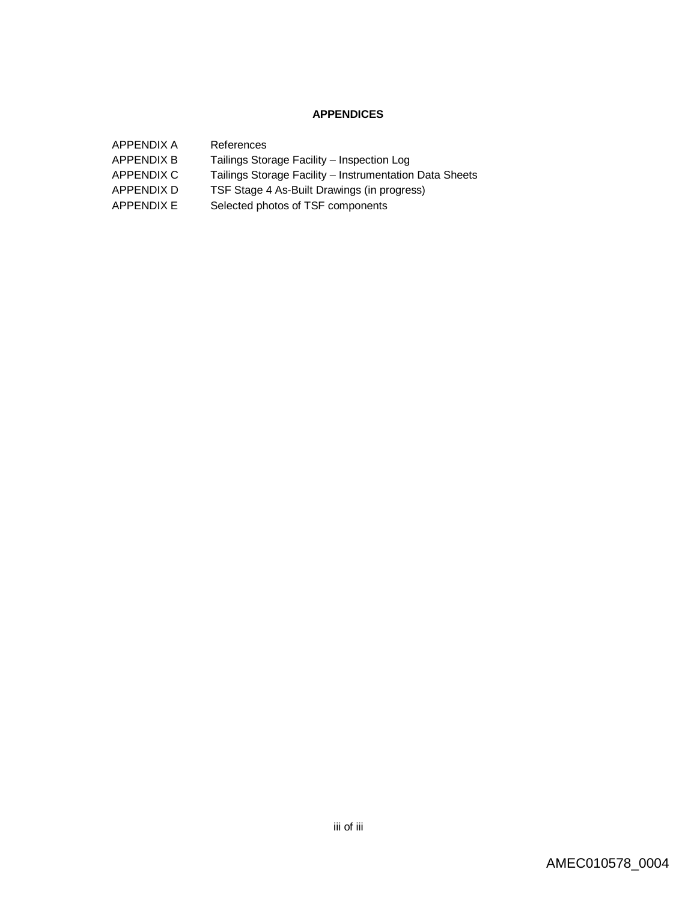**APPENDICES**

| | |
|---|---|
| APPENDIX A | References |
| APPENDIX B | Tailings Storage Facility – Inspection Log |
| APPENDIX C | Tailings Storage Facility – Instrumentation Data Sheets |
| APPENDIX D | TSF Stage 4 As-Built Drawings (in progress) |
| APPENDIX E | Selected photos of TSF components |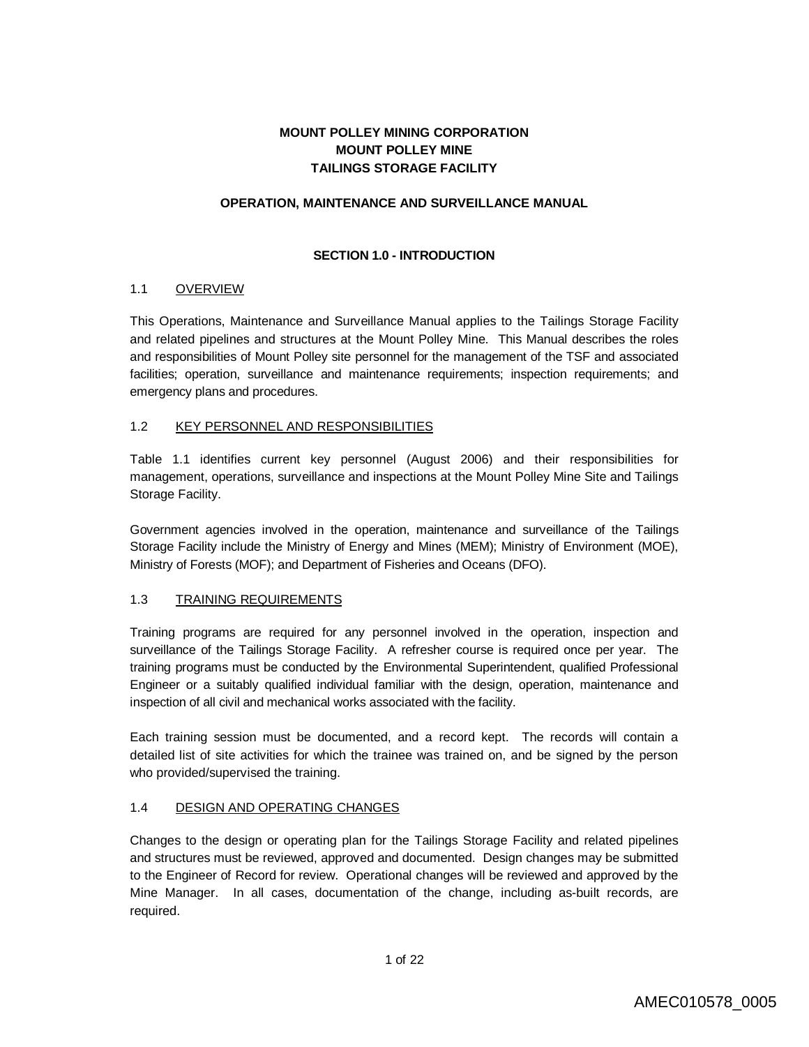**MOUNT POLLEY MINING CORPORATION**
**MOUNT POLLEY MINE**
**TAILINGS STORAGE FACILITY**

**OPERATION, MAINTENANCE AND SURVEILLANCE MANUAL**

## SECTION 1.0 - INTRODUCTION

### 1.1 OVERVIEW

This Operations, Maintenance and Surveillance Manual applies to the Tailings Storage Facility and related pipelines and structures at the Mount Polley Mine. This Manual describes the roles and responsibilities of Mount Polley site personnel for the management of the TSF and associated facilities; operation, surveillance and maintenance requirements; inspection requirements; and emergency plans and procedures.

### 1.2 KEY PERSONNEL AND RESPONSIBILITIES

Table 1.1 identifies current key personnel (August 2006) and their responsibilities for management, operations, surveillance and inspections at the Mount Polley Mine Site and Tailings Storage Facility.

Government agencies involved in the operation, maintenance and surveillance of the Tailings Storage Facility include the Ministry of Energy and Mines (MEM); Ministry of Environment (MOE), Ministry of Forests (MOF); and Department of Fisheries and Oceans (DFO).

### 1.3 TRAINING REQUIREMENTS

Training programs are required for any personnel involved in the operation, inspection and surveillance of the Tailings Storage Facility. A refresher course is required once per year. The training programs must be conducted by the Environmental Superintendent, qualified Professional Engineer or a suitably qualified individual familiar with the design, operation, maintenance and inspection of all civil and mechanical works associated with the facility.

Each training session must be documented, and a record kept. The records will contain a detailed list of site activities for which the trainee was trained on, and be signed by the person who provided/supervised the training.

### 1.4 DESIGN AND OPERATING CHANGES

Changes to the design or operating plan for the Tailings Storage Facility and related pipelines and structures must be reviewed, approved and documented. Design changes may be submitted to the Engineer of Record for review. Operational changes will be reviewed and approved by the Mine Manager. In all cases, documentation of the change, including as-built records, are required.

AMEC010578_0005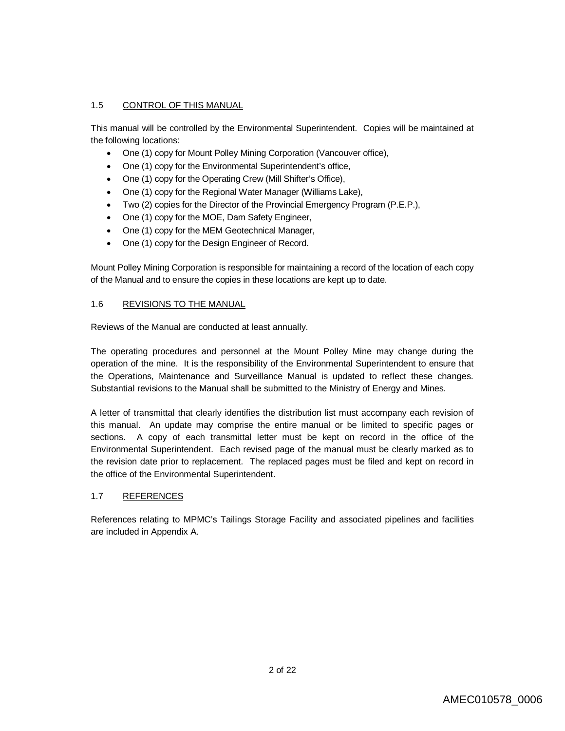## 1.5 CONTROL OF THIS MANUAL

This manual will be controlled by the Environmental Superintendent. Copies will be maintained at the following locations:

- One (1) copy for Mount Polley Mining Corporation (Vancouver office),
- One (1) copy for the Environmental Superintendent's office,
- One (1) copy for the Operating Crew (Mill Shifter's Office),
- One (1) copy for the Regional Water Manager (Williams Lake),
- Two (2) copies for the Director of the Provincial Emergency Program (P.E.P.),
- One (1) copy for the MOE, Dam Safety Engineer,
- One (1) copy for the MEM Geotechnical Manager,
- One (1) copy for the Design Engineer of Record.

Mount Polley Mining Corporation is responsible for maintaining a record of the location of each copy of the Manual and to ensure the copies in these locations are kept up to date.

## 1.6 REVISIONS TO THE MANUAL

Reviews of the Manual are conducted at least annually.

The operating procedures and personnel at the Mount Polley Mine may change during the operation of the mine. It is the responsibility of the Environmental Superintendent to ensure that the Operations, Maintenance and Surveillance Manual is updated to reflect these changes. Substantial revisions to the Manual shall be submitted to the Ministry of Energy and Mines.

A letter of transmittal that clearly identifies the distribution list must accompany each revision of this manual. An update may comprise the entire manual or be limited to specific pages or sections. A copy of each transmittal letter must be kept on record in the office of the Environmental Superintendent. Each revised page of the manual must be clearly marked as to the revision date prior to replacement. The replaced pages must be filed and kept on record in the office of the Environmental Superintendent.

## 1.7 REFERENCES

References relating to MPMC's Tailings Storage Facility and associated pipelines and facilities are included in Appendix A.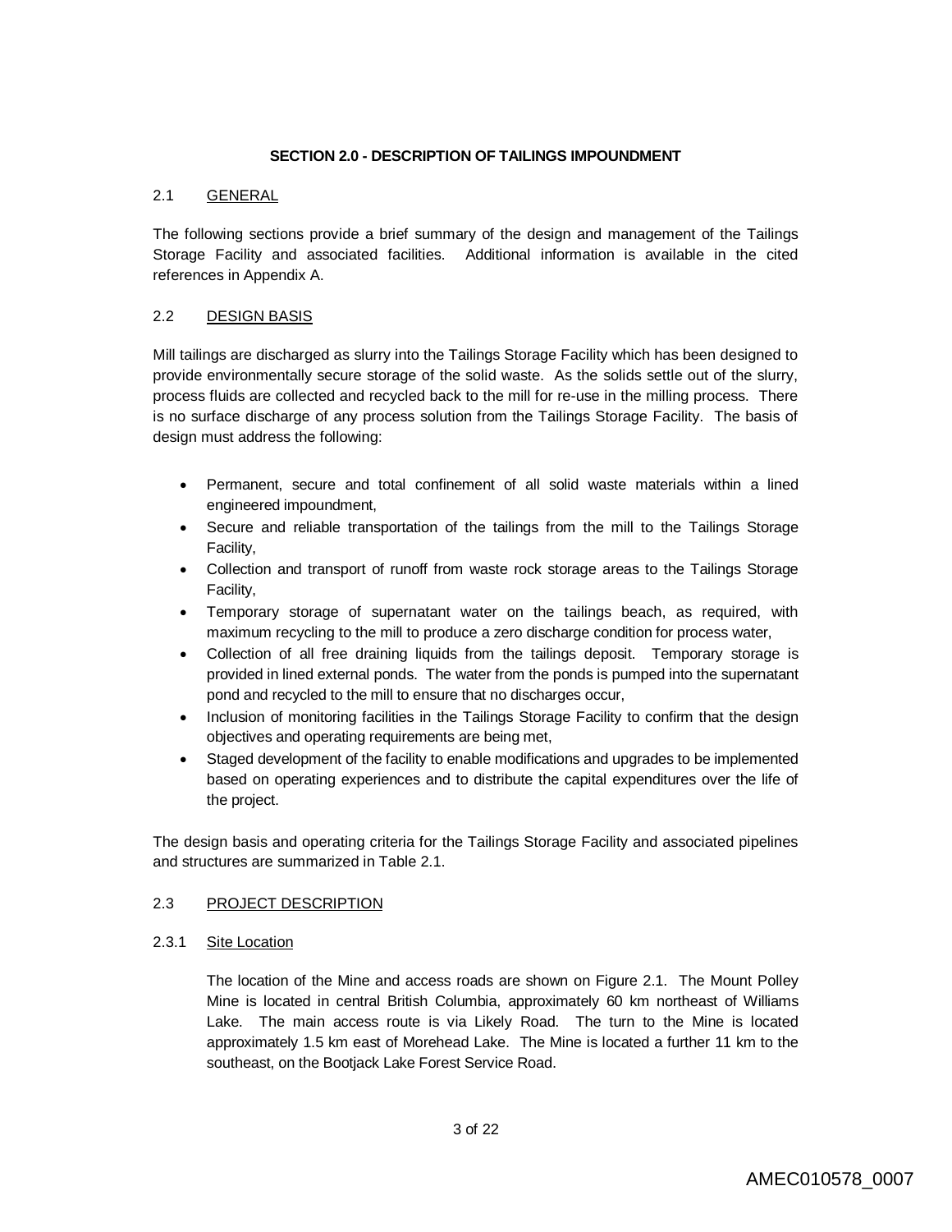## SECTION 2.0 - DESCRIPTION OF TAILINGS IMPOUNDMENT

### 2.1 GENERAL

The following sections provide a brief summary of the design and management of the Tailings Storage Facility and associated facilities. Additional information is available in the cited references in Appendix A.

### 2.2 DESIGN BASIS

Mill tailings are discharged as slurry into the Tailings Storage Facility which has been designed to provide environmentally secure storage of the solid waste. As the solids settle out of the slurry, process fluids are collected and recycled back to the mill for re-use in the milling process. There is no surface discharge of any process solution from the Tailings Storage Facility. The basis of design must address the following:

- Permanent, secure and total confinement of all solid waste materials within a lined engineered impoundment,
- Secure and reliable transportation of the tailings from the mill to the Tailings Storage Facility,
- Collection and transport of runoff from waste rock storage areas to the Tailings Storage Facility,
- Temporary storage of supernatant water on the tailings beach, as required, with maximum recycling to the mill to produce a zero discharge condition for process water,
- Collection of all free draining liquids from the tailings deposit. Temporary storage is provided in lined external ponds. The water from the ponds is pumped into the supernatant pond and recycled to the mill to ensure that no discharges occur,
- Inclusion of monitoring facilities in the Tailings Storage Facility to confirm that the design objectives and operating requirements are being met,
- Staged development of the facility to enable modifications and upgrades to be implemented based on operating experiences and to distribute the capital expenditures over the life of the project.

The design basis and operating criteria for the Tailings Storage Facility and associated pipelines and structures are summarized in Table 2.1.

### 2.3 PROJECT DESCRIPTION

#### 2.3.1 Site Location

The location of the Mine and access roads are shown on Figure 2.1. The Mount Polley Mine is located in central British Columbia, approximately 60 km northeast of Williams Lake. The main access route is via Likely Road. The turn to the Mine is located approximately 1.5 km east of Morehead Lake. The Mine is located a further 11 km to the southeast, on the Bootjack Lake Forest Service Road.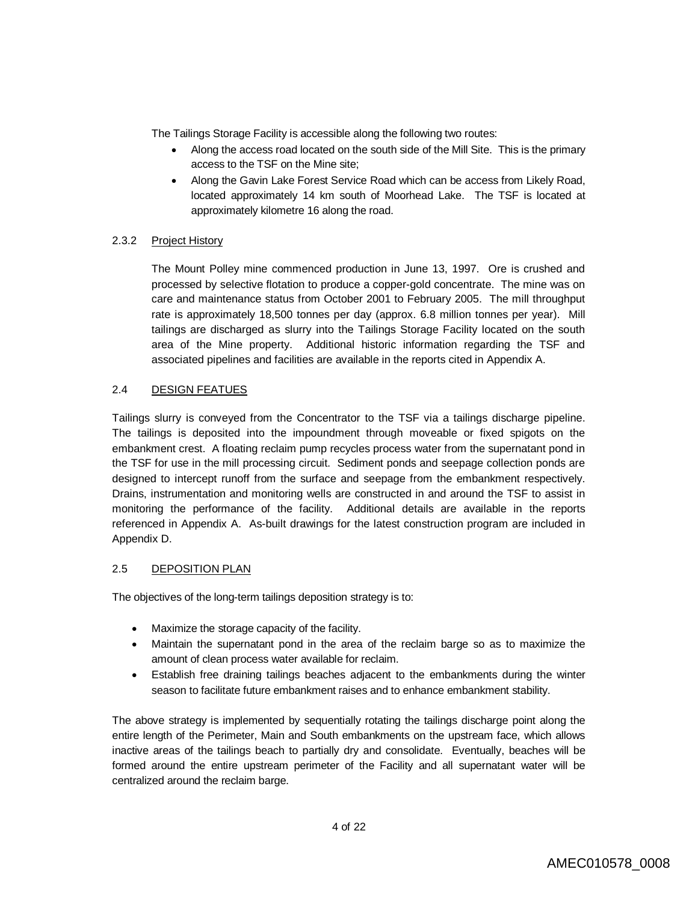The Tailings Storage Facility is accessible along the following two routes:

- Along the access road located on the south side of the Mill Site. This is the primary access to the TSF on the Mine site;
- Along the Gavin Lake Forest Service Road which can be access from Likely Road, located approximately 14 km south of Moorhead Lake. The TSF is located at approximately kilometre 16 along the road.

### 2.3.2 Project History

The Mount Polley mine commenced production in June 13, 1997. Ore is crushed and processed by selective flotation to produce a copper-gold concentrate. The mine was on care and maintenance status from October 2001 to February 2005. The mill throughput rate is approximately 18,500 tonnes per day (approx. 6.8 million tonnes per year). Mill tailings are discharged as slurry into the Tailings Storage Facility located on the south area of the Mine property. Additional historic information regarding the TSF and associated pipelines and facilities are available in the reports cited in Appendix A.

## 2.4 DESIGN FEATUES

Tailings slurry is conveyed from the Concentrator to the TSF via a tailings discharge pipeline. The tailings is deposited into the impoundment through moveable or fixed spigots on the embankment crest. A floating reclaim pump recycles process water from the supernatant pond in the TSF for use in the mill processing circuit. Sediment ponds and seepage collection ponds are designed to intercept runoff from the surface and seepage from the embankment respectively. Drains, instrumentation and monitoring wells are constructed in and around the TSF to assist in monitoring the performance of the facility. Additional details are available in the reports referenced in Appendix A. As-built drawings for the latest construction program are included in Appendix D.

## 2.5 DEPOSITION PLAN

The objectives of the long-term tailings deposition strategy is to:

- Maximize the storage capacity of the facility.
- Maintain the supernatant pond in the area of the reclaim barge so as to maximize the amount of clean process water available for reclaim.
- Establish free draining tailings beaches adjacent to the embankments during the winter season to facilitate future embankment raises and to enhance embankment stability.

The above strategy is implemented by sequentially rotating the tailings discharge point along the entire length of the Perimeter, Main and South embankments on the upstream face, which allows inactive areas of the tailings beach to partially dry and consolidate. Eventually, beaches will be formed around the entire upstream perimeter of the Facility and all supernatant water will be centralized around the reclaim barge.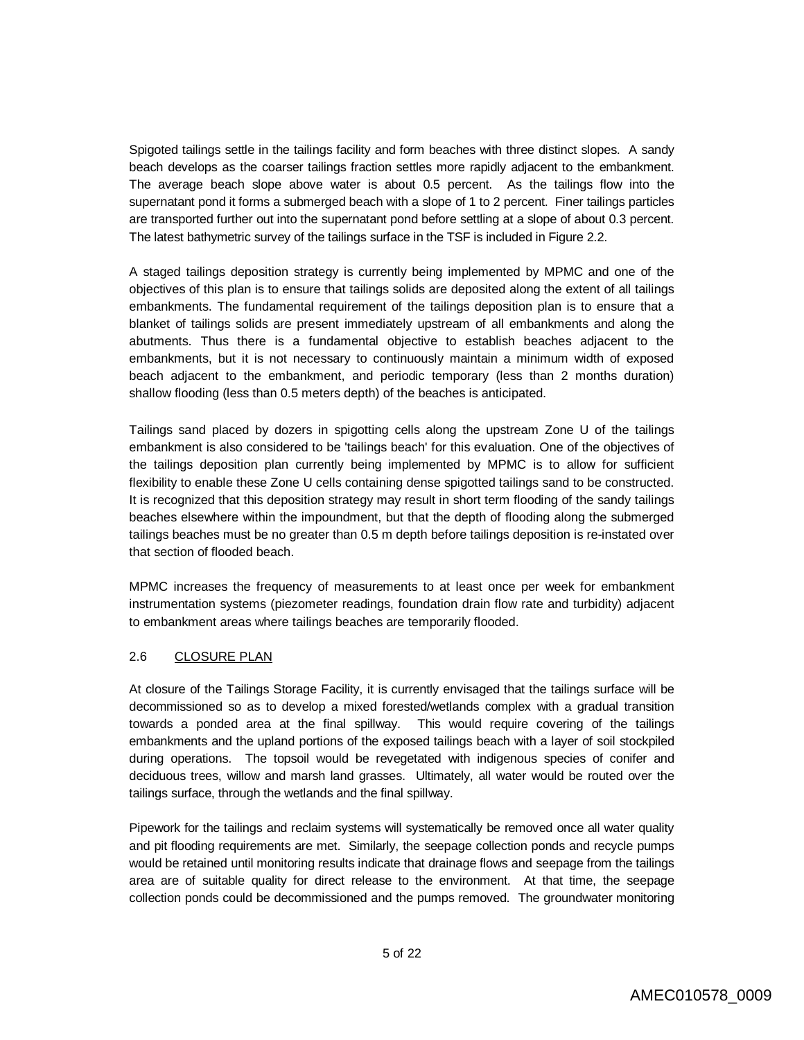Spigoted tailings settle in the tailings facility and form beaches with three distinct slopes. A sandy beach develops as the coarser tailings fraction settles more rapidly adjacent to the embankment. The average beach slope above water is about 0.5 percent. As the tailings flow into the supernatant pond it forms a submerged beach with a slope of 1 to 2 percent. Finer tailings particles are transported further out into the supernatant pond before settling at a slope of about 0.3 percent. The latest bathymetric survey of the tailings surface in the TSF is included in Figure 2.2.

A staged tailings deposition strategy is currently being implemented by MPMC and one of the objectives of this plan is to ensure that tailings solids are deposited along the extent of all tailings embankments. The fundamental requirement of the tailings deposition plan is to ensure that a blanket of tailings solids are present immediately upstream of all embankments and along the abutments. Thus there is a fundamental objective to establish beaches adjacent to the embankments, but it is not necessary to continuously maintain a minimum width of exposed beach adjacent to the embankment, and periodic temporary (less than 2 months duration) shallow flooding (less than 0.5 meters depth) of the beaches is anticipated.

Tailings sand placed by dozers in spigotting cells along the upstream Zone U of the tailings embankment is also considered to be 'tailings beach' for this evaluation. One of the objectives of the tailings deposition plan currently being implemented by MPMC is to allow for sufficient flexibility to enable these Zone U cells containing dense spigotted tailings sand to be constructed. It is recognized that this deposition strategy may result in short term flooding of the sandy tailings beaches elsewhere within the impoundment, but that the depth of flooding along the submerged tailings beaches must be no greater than 0.5 m depth before tailings deposition is re-instated over that section of flooded beach.

MPMC increases the frequency of measurements to at least once per week for embankment instrumentation systems (piezometer readings, foundation drain flow rate and turbidity) adjacent to embankment areas where tailings beaches are temporarily flooded.

## 2.6 CLOSURE PLAN

At closure of the Tailings Storage Facility, it is currently envisaged that the tailings surface will be decommissioned so as to develop a mixed forested/wetlands complex with a gradual transition towards a ponded area at the final spillway. This would require covering of the tailings embankments and the upland portions of the exposed tailings beach with a layer of soil stockpiled during operations. The topsoil would be revegetated with indigenous species of conifer and deciduous trees, willow and marsh land grasses. Ultimately, all water would be routed over the tailings surface, through the wetlands and the final spillway.

Pipework for the tailings and reclaim systems will systematically be removed once all water quality and pit flooding requirements are met. Similarly, the seepage collection ponds and recycle pumps would be retained until monitoring results indicate that drainage flows and seepage from the tailings area are of suitable quality for direct release to the environment. At that time, the seepage collection ponds could be decommissioned and the pumps removed. The groundwater monitoring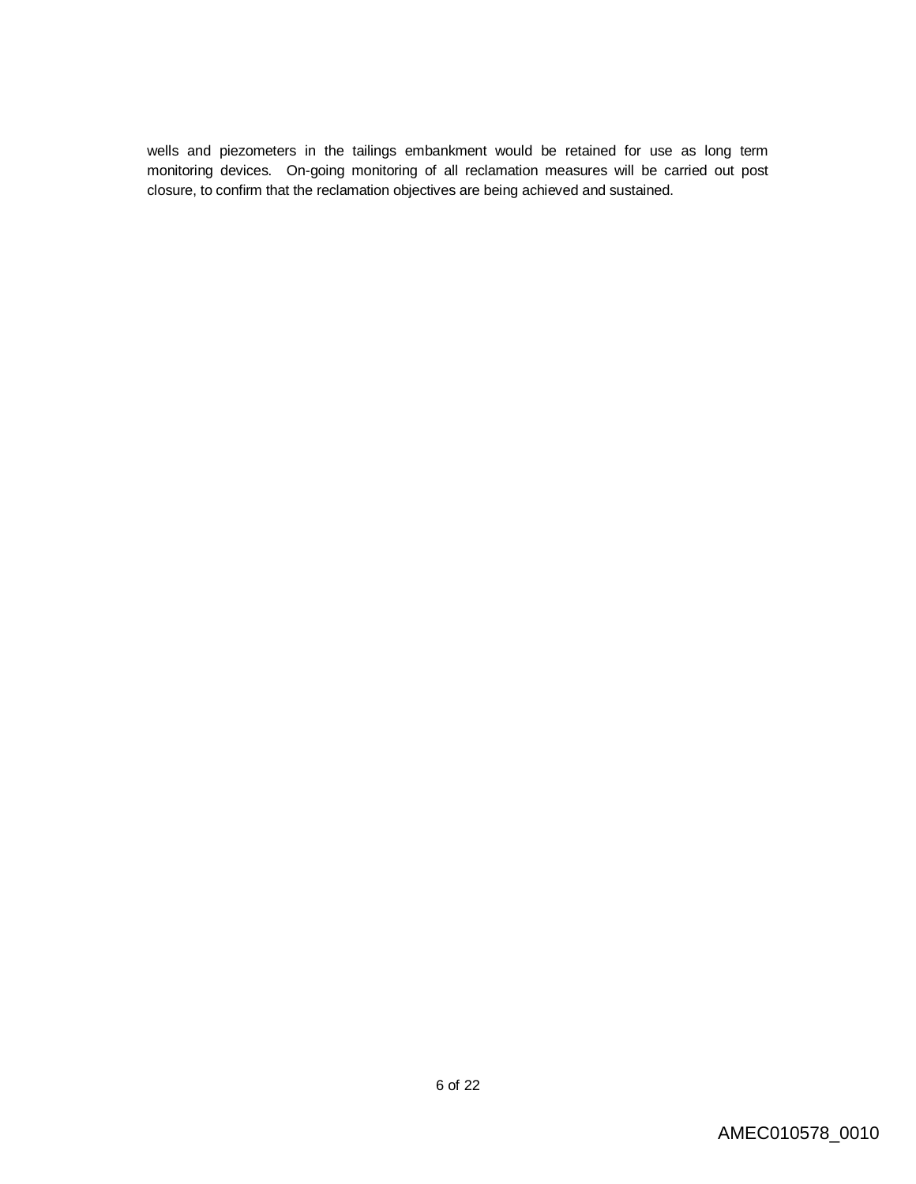wells and piezometers in the tailings embankment would be retained for use as long term monitoring devices. On-going monitoring of all reclamation measures will be carried out post closure, to confirm that the reclamation objectives are being achieved and sustained.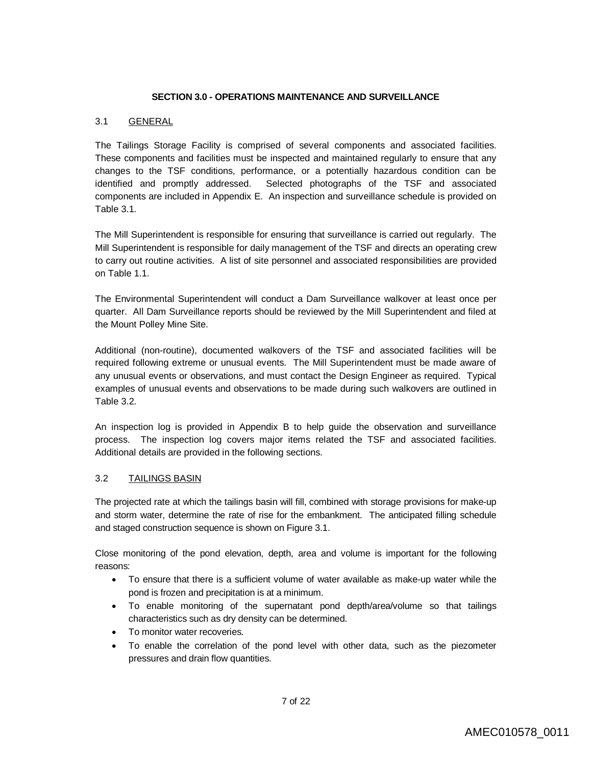## SECTION 3.0 - OPERATIONS MAINTENANCE AND SURVEILLANCE

### 3.1 GENERAL

The Tailings Storage Facility is comprised of several components and associated facilities. These components and facilities must be inspected and maintained regularly to ensure that any changes to the TSF conditions, performance, or a potentially hazardous condition can be identified and promptly addressed. Selected photographs of the TSF and associated components are included in Appendix E. An inspection and surveillance schedule is provided on Table 3.1.

The Mill Superintendent is responsible for ensuring that surveillance is carried out regularly. The Mill Superintendent is responsible for daily management of the TSF and directs an operating crew to carry out routine activities. A list of site personnel and associated responsibilities are provided on Table 1.1.

The Environmental Superintendent will conduct a Dam Surveillance walkover at least once per quarter. All Dam Surveillance reports should be reviewed by the Mill Superintendent and filed at the Mount Polley Mine Site.

Additional (non-routine), documented walkovers of the TSF and associated facilities will be required following extreme or unusual events. The Mill Superintendent must be made aware of any unusual events or observations, and must contact the Design Engineer as required. Typical examples of unusual events and observations to be made during such walkovers are outlined in Table 3.2.

An inspection log is provided in Appendix B to help guide the observation and surveillance process. The inspection log covers major items related the TSF and associated facilities. Additional details are provided in the following sections.

### 3.2 TAILINGS BASIN

The projected rate at which the tailings basin will fill, combined with storage provisions for make-up and storm water, determine the rate of rise for the embankment. The anticipated filling schedule and staged construction sequence is shown on Figure 3.1.

Close monitoring of the pond elevation, depth, area and volume is important for the following reasons:

- To ensure that there is a sufficient volume of water available as make-up water while the pond is frozen and precipitation is at a minimum.
- To enable monitoring of the supernatant pond depth/area/volume so that tailings characteristics such as dry density can be determined.
- To monitor water recoveries.
- To enable the correlation of the pond level with other data, such as the piezometer pressures and drain flow quantities.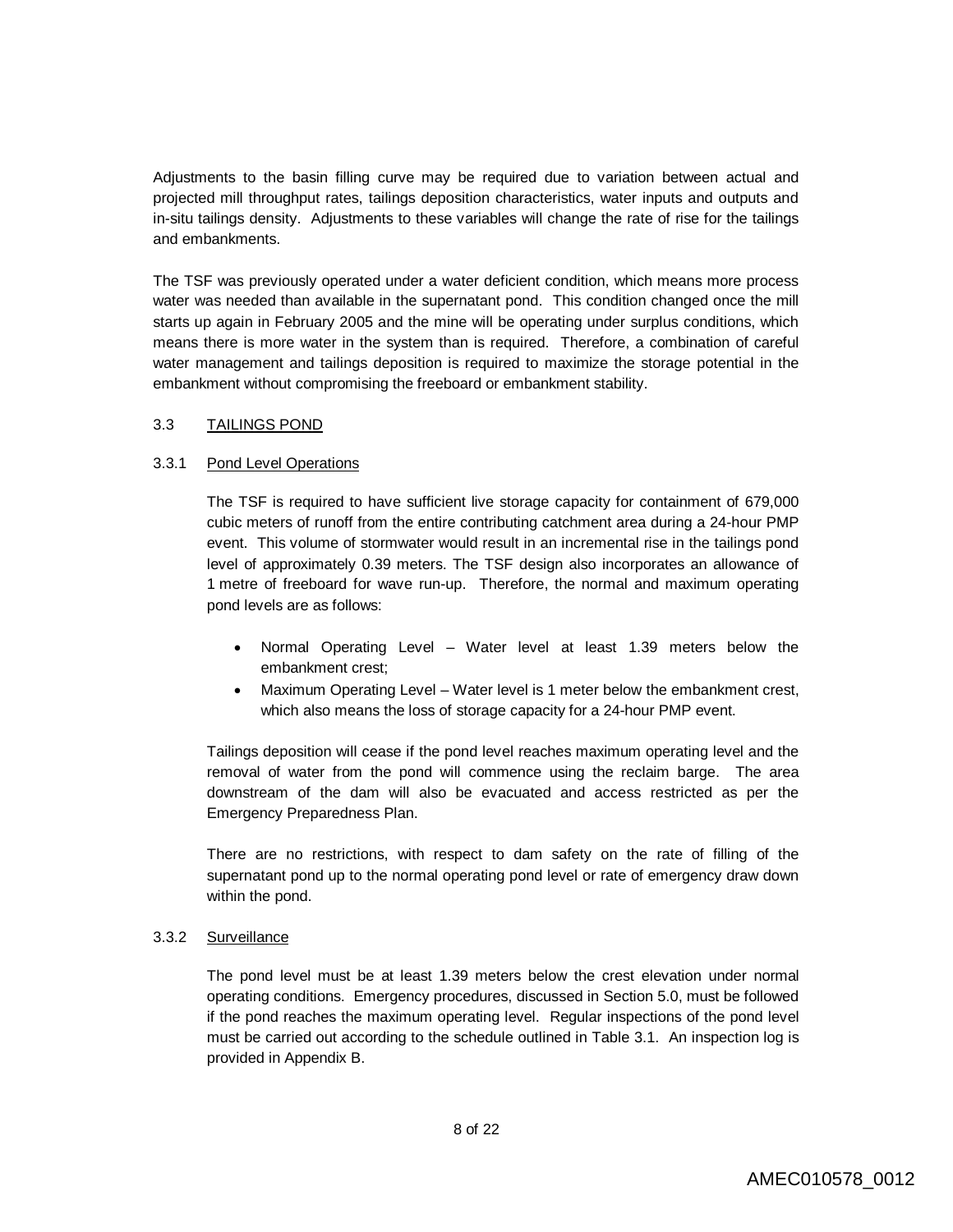Adjustments to the basin filling curve may be required due to variation between actual and projected mill throughput rates, tailings deposition characteristics, water inputs and outputs and in-situ tailings density. Adjustments to these variables will change the rate of rise for the tailings and embankments.

The TSF was previously operated under a water deficient condition, which means more process water was needed than available in the supernatant pond. This condition changed once the mill starts up again in February 2005 and the mine will be operating under surplus conditions, which means there is more water in the system than is required. Therefore, a combination of careful water management and tailings deposition is required to maximize the storage potential in the embankment without compromising the freeboard or embankment stability.

## 3.3 TAILINGS POND

### 3.3.1 Pond Level Operations

The TSF is required to have sufficient live storage capacity for containment of 679,000 cubic meters of runoff from the entire contributing catchment area during a 24-hour PMP event. This volume of stormwater would result in an incremental rise in the tailings pond level of approximately 0.39 meters. The TSF design also incorporates an allowance of 1 metre of freeboard for wave run-up. Therefore, the normal and maximum operating pond levels are as follows:

- Normal Operating Level – Water level at least 1.39 meters below the embankment crest;
- Maximum Operating Level – Water level is 1 meter below the embankment crest, which also means the loss of storage capacity for a 24-hour PMP event.

Tailings deposition will cease if the pond level reaches maximum operating level and the removal of water from the pond will commence using the reclaim barge. The area downstream of the dam will also be evacuated and access restricted as per the Emergency Preparedness Plan.

There are no restrictions, with respect to dam safety on the rate of filling of the supernatant pond up to the normal operating pond level or rate of emergency draw down within the pond.

### 3.3.2 Surveillance

The pond level must be at least 1.39 meters below the crest elevation under normal operating conditions. Emergency procedures, discussed in Section 5.0, must be followed if the pond reaches the maximum operating level. Regular inspections of the pond level must be carried out according to the schedule outlined in Table 3.1. An inspection log is provided in Appendix B.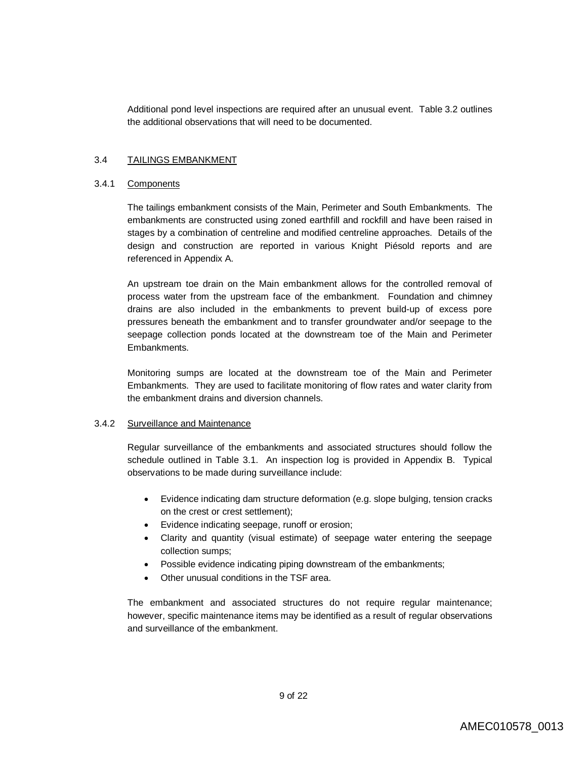Additional pond level inspections are required after an unusual event. Table 3.2 outlines the additional observations that will need to be documented.

## 3.4 TAILINGS EMBANKMENT

### 3.4.1 Components

The tailings embankment consists of the Main, Perimeter and South Embankments. The embankments are constructed using zoned earthfill and rockfill and have been raised in stages by a combination of centreline and modified centreline approaches. Details of the design and construction are reported in various Knight Piésold reports and are referenced in Appendix A.

An upstream toe drain on the Main embankment allows for the controlled removal of process water from the upstream face of the embankment. Foundation and chimney drains are also included in the embankments to prevent build-up of excess pore pressures beneath the embankment and to transfer groundwater and/or seepage to the seepage collection ponds located at the downstream toe of the Main and Perimeter Embankments.

Monitoring sumps are located at the downstream toe of the Main and Perimeter Embankments. They are used to facilitate monitoring of flow rates and water clarity from the embankment drains and diversion channels.

### 3.4.2 Surveillance and Maintenance

Regular surveillance of the embankments and associated structures should follow the schedule outlined in Table 3.1. An inspection log is provided in Appendix B. Typical observations to be made during surveillance include:

- Evidence indicating dam structure deformation (e.g. slope bulging, tension cracks on the crest or crest settlement);
- Evidence indicating seepage, runoff or erosion;
- Clarity and quantity (visual estimate) of seepage water entering the seepage collection sumps;
- Possible evidence indicating piping downstream of the embankments;
- Other unusual conditions in the TSF area.

The embankment and associated structures do not require regular maintenance; however, specific maintenance items may be identified as a result of regular observations and surveillance of the embankment.

AMEC010578_0013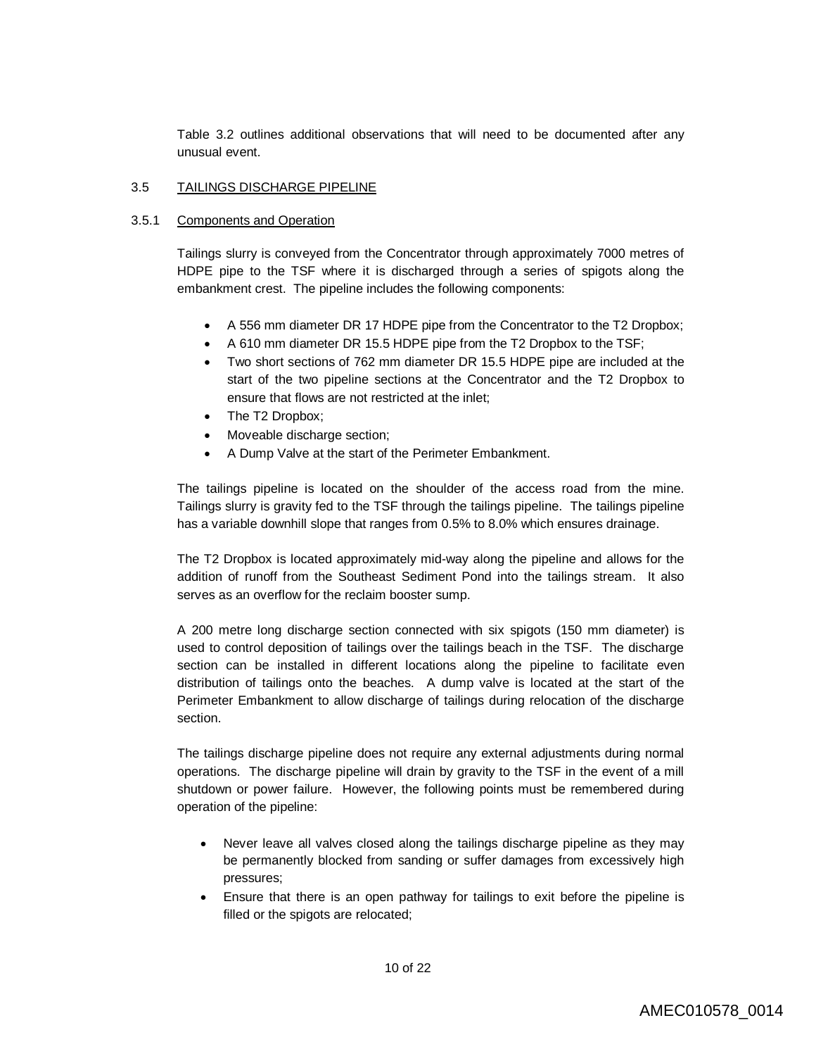Table 3.2 outlines additional observations that will need to be documented after any unusual event.

## 3.5 TAILINGS DISCHARGE PIPELINE

### 3.5.1 Components and Operation

Tailings slurry is conveyed from the Concentrator through approximately 7000 metres of HDPE pipe to the TSF where it is discharged through a series of spigots along the embankment crest. The pipeline includes the following components:

- A 556 mm diameter DR 17 HDPE pipe from the Concentrator to the T2 Dropbox;
- A 610 mm diameter DR 15.5 HDPE pipe from the T2 Dropbox to the TSF;
- Two short sections of 762 mm diameter DR 15.5 HDPE pipe are included at the start of the two pipeline sections at the Concentrator and the T2 Dropbox to ensure that flows are not restricted at the inlet;
- The T2 Dropbox;
- Moveable discharge section;
- A Dump Valve at the start of the Perimeter Embankment.

The tailings pipeline is located on the shoulder of the access road from the mine. Tailings slurry is gravity fed to the TSF through the tailings pipeline. The tailings pipeline has a variable downhill slope that ranges from 0.5% to 8.0% which ensures drainage.

The T2 Dropbox is located approximately mid-way along the pipeline and allows for the addition of runoff from the Southeast Sediment Pond into the tailings stream. It also serves as an overflow for the reclaim booster sump.

A 200 metre long discharge section connected with six spigots (150 mm diameter) is used to control deposition of tailings over the tailings beach in the TSF. The discharge section can be installed in different locations along the pipeline to facilitate even distribution of tailings onto the beaches. A dump valve is located at the start of the Perimeter Embankment to allow discharge of tailings during relocation of the discharge section.

The tailings discharge pipeline does not require any external adjustments during normal operations. The discharge pipeline will drain by gravity to the TSF in the event of a mill shutdown or power failure. However, the following points must be remembered during operation of the pipeline:

- Never leave all valves closed along the tailings discharge pipeline as they may be permanently blocked from sanding or suffer damages from excessively high pressures;
- Ensure that there is an open pathway for tailings to exit before the pipeline is filled or the spigots are relocated;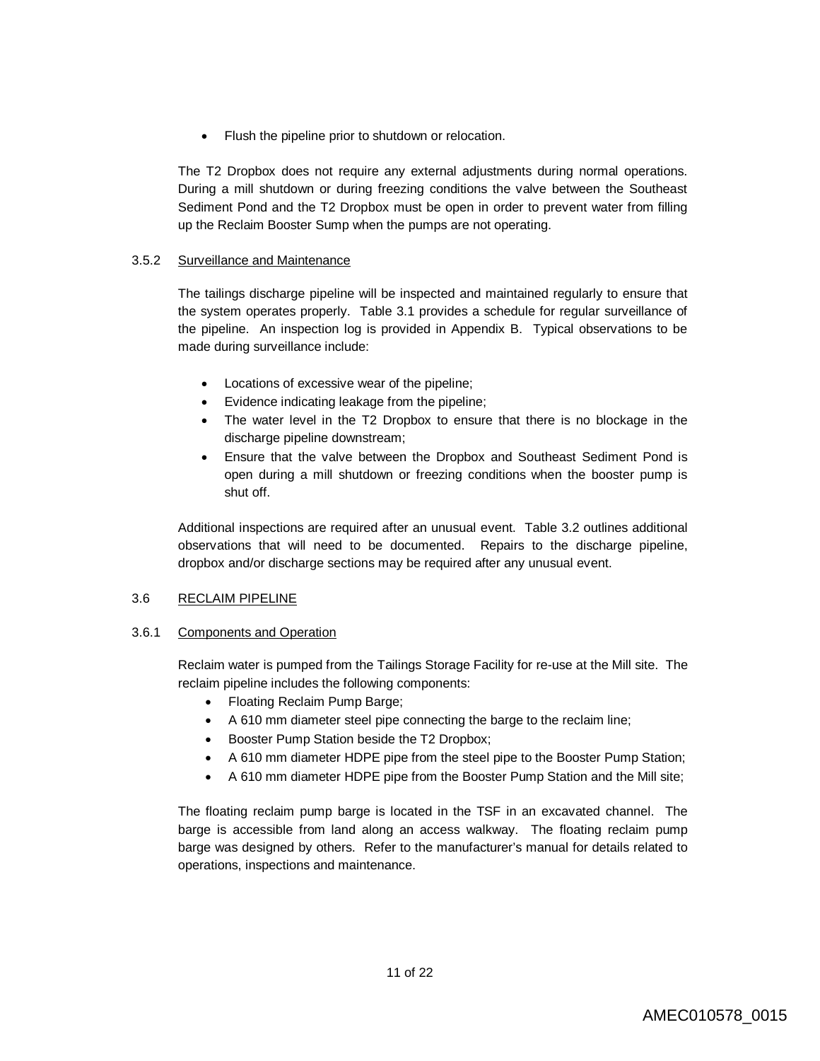- Flush the pipeline prior to shutdown or relocation.

The T2 Dropbox does not require any external adjustments during normal operations. During a mill shutdown or during freezing conditions the valve between the Southeast Sediment Pond and the T2 Dropbox must be open in order to prevent water from filling up the Reclaim Booster Sump when the pumps are not operating.

### 3.5.2 Surveillance and Maintenance

The tailings discharge pipeline will be inspected and maintained regularly to ensure that the system operates properly. Table 3.1 provides a schedule for regular surveillance of the pipeline. An inspection log is provided in Appendix B. Typical observations to be made during surveillance include:

- Locations of excessive wear of the pipeline;
- Evidence indicating leakage from the pipeline;
- The water level in the T2 Dropbox to ensure that there is no blockage in the discharge pipeline downstream;
- Ensure that the valve between the Dropbox and Southeast Sediment Pond is open during a mill shutdown or freezing conditions when the booster pump is shut off.

Additional inspections are required after an unusual event. Table 3.2 outlines additional observations that will need to be documented. Repairs to the discharge pipeline, dropbox and/or discharge sections may be required after any unusual event.

## 3.6 RECLAIM PIPELINE

### 3.6.1 Components and Operation

Reclaim water is pumped from the Tailings Storage Facility for re-use at the Mill site. The reclaim pipeline includes the following components:

- Floating Reclaim Pump Barge;
- A 610 mm diameter steel pipe connecting the barge to the reclaim line;
- Booster Pump Station beside the T2 Dropbox;
- A 610 mm diameter HDPE pipe from the steel pipe to the Booster Pump Station;
- A 610 mm diameter HDPE pipe from the Booster Pump Station and the Mill site;

The floating reclaim pump barge is located in the TSF in an excavated channel. The barge is accessible from land along an access walkway. The floating reclaim pump barge was designed by others. Refer to the manufacturer's manual for details related to operations, inspections and maintenance.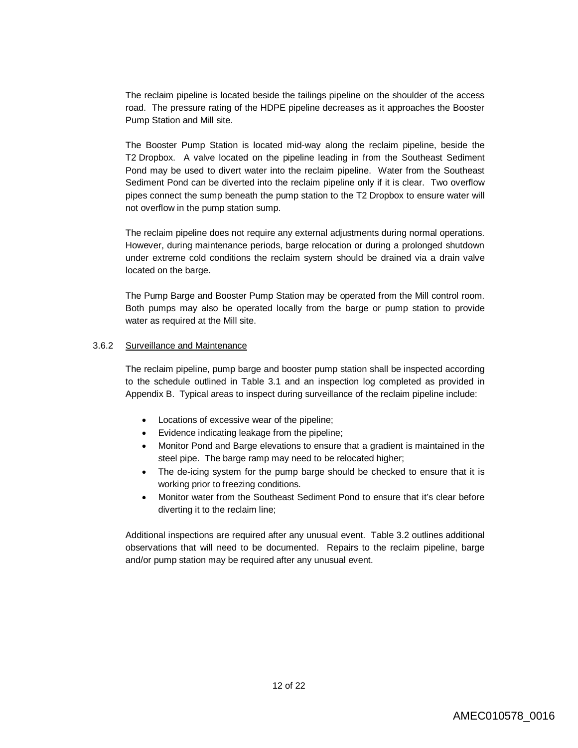The reclaim pipeline is located beside the tailings pipeline on the shoulder of the access road. The pressure rating of the HDPE pipeline decreases as it approaches the Booster Pump Station and Mill site.

The Booster Pump Station is located mid-way along the reclaim pipeline, beside the T2 Dropbox. A valve located on the pipeline leading in from the Southeast Sediment Pond may be used to divert water into the reclaim pipeline. Water from the Southeast Sediment Pond can be diverted into the reclaim pipeline only if it is clear. Two overflow pipes connect the sump beneath the pump station to the T2 Dropbox to ensure water will not overflow in the pump station sump.

The reclaim pipeline does not require any external adjustments during normal operations. However, during maintenance periods, barge relocation or during a prolonged shutdown under extreme cold conditions the reclaim system should be drained via a drain valve located on the barge.

The Pump Barge and Booster Pump Station may be operated from the Mill control room. Both pumps may also be operated locally from the barge or pump station to provide water as required at the Mill site.

### 3.6.2 Surveillance and Maintenance

The reclaim pipeline, pump barge and booster pump station shall be inspected according to the schedule outlined in Table 3.1 and an inspection log completed as provided in Appendix B. Typical areas to inspect during surveillance of the reclaim pipeline include:

- Locations of excessive wear of the pipeline;
- Evidence indicating leakage from the pipeline;
- Monitor Pond and Barge elevations to ensure that a gradient is maintained in the steel pipe. The barge ramp may need to be relocated higher;
- The de-icing system for the pump barge should be checked to ensure that it is working prior to freezing conditions.
- Monitor water from the Southeast Sediment Pond to ensure that it's clear before diverting it to the reclaim line;

Additional inspections are required after any unusual event. Table 3.2 outlines additional observations that will need to be documented. Repairs to the reclaim pipeline, barge and/or pump station may be required after any unusual event.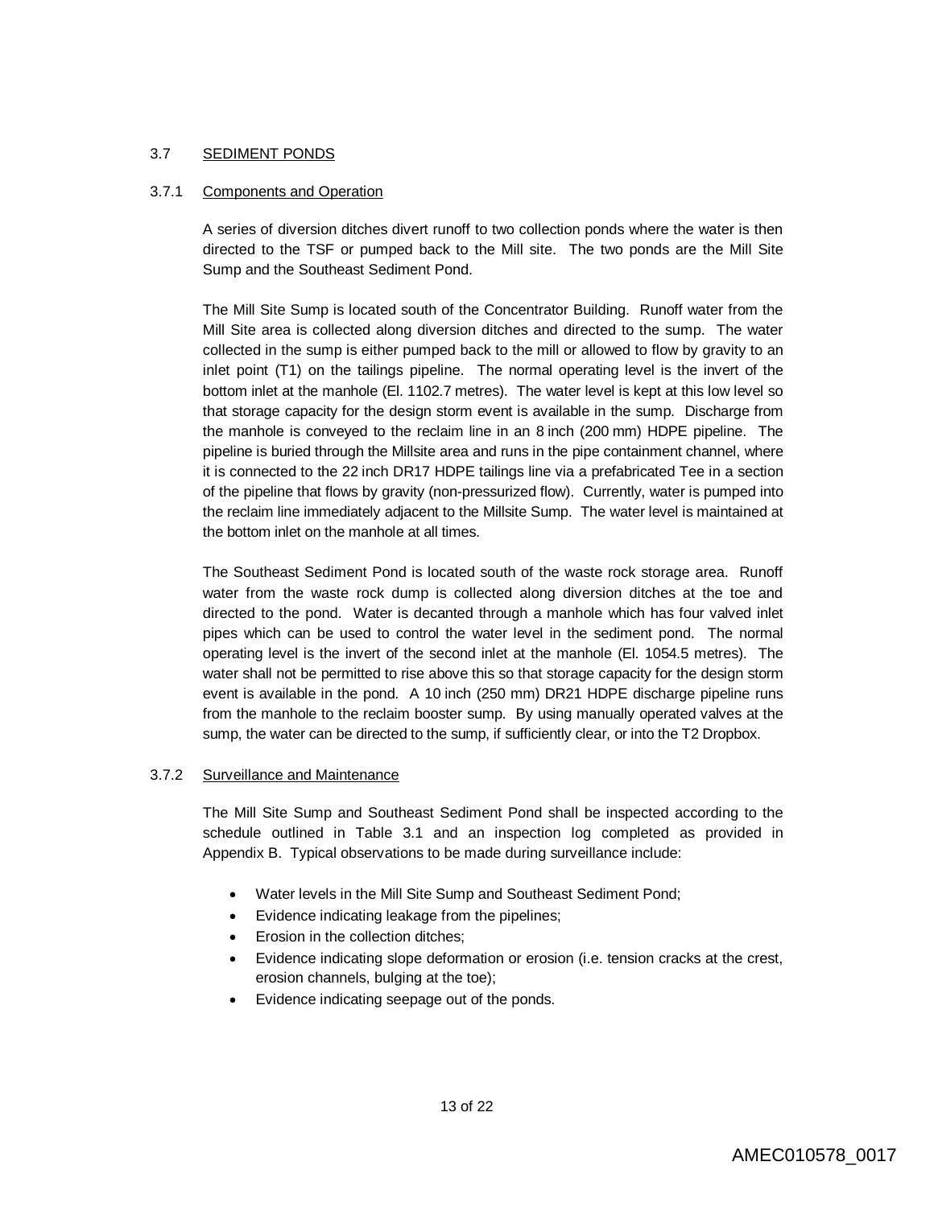### 3.7 SEDIMENT PONDS

#### 3.7.1 Components and Operation

A series of diversion ditches divert runoff to two collection ponds where the water is then directed to the TSF or pumped back to the Mill site. The two ponds are the Mill Site Sump and the Southeast Sediment Pond.

The Mill Site Sump is located south of the Concentrator Building. Runoff water from the Mill Site area is collected along diversion ditches and directed to the sump. The water collected in the sump is either pumped back to the mill or allowed to flow by gravity to an inlet point (T1) on the tailings pipeline. The normal operating level is the invert of the bottom inlet at the manhole (El. 1102.7 metres). The water level is kept at this low level so that storage capacity for the design storm event is available in the sump. Discharge from the manhole is conveyed to the reclaim line in an 8 inch (200 mm) HDPE pipeline. The pipeline is buried through the Millsite area and runs in the pipe containment channel, where it is connected to the 22 inch DR17 HDPE tailings line via a prefabricated Tee in a section of the pipeline that flows by gravity (non-pressurized flow). Currently, water is pumped into the reclaim line immediately adjacent to the Millsite Sump. The water level is maintained at the bottom inlet on the manhole at all times.

The Southeast Sediment Pond is located south of the waste rock storage area. Runoff water from the waste rock dump is collected along diversion ditches at the toe and directed to the pond. Water is decanted through a manhole which has four valved inlet pipes which can be used to control the water level in the sediment pond. The normal operating level is the invert of the second inlet at the manhole (El. 1054.5 metres). The water shall not be permitted to rise above this so that storage capacity for the design storm event is available in the pond. A 10 inch (250 mm) DR21 HDPE discharge pipeline runs from the manhole to the reclaim booster sump. By using manually operated valves at the sump, the water can be directed to the sump, if sufficiently clear, or into the T2 Dropbox.

#### 3.7.2 Surveillance and Maintenance

The Mill Site Sump and Southeast Sediment Pond shall be inspected according to the schedule outlined in Table 3.1 and an inspection log completed as provided in Appendix B. Typical observations to be made during surveillance include:

- Water levels in the Mill Site Sump and Southeast Sediment Pond;
- Evidence indicating leakage from the pipelines;
- Erosion in the collection ditches;
- Evidence indicating slope deformation or erosion (i.e. tension cracks at the crest, erosion channels, bulging at the toe);
- Evidence indicating seepage out of the ponds.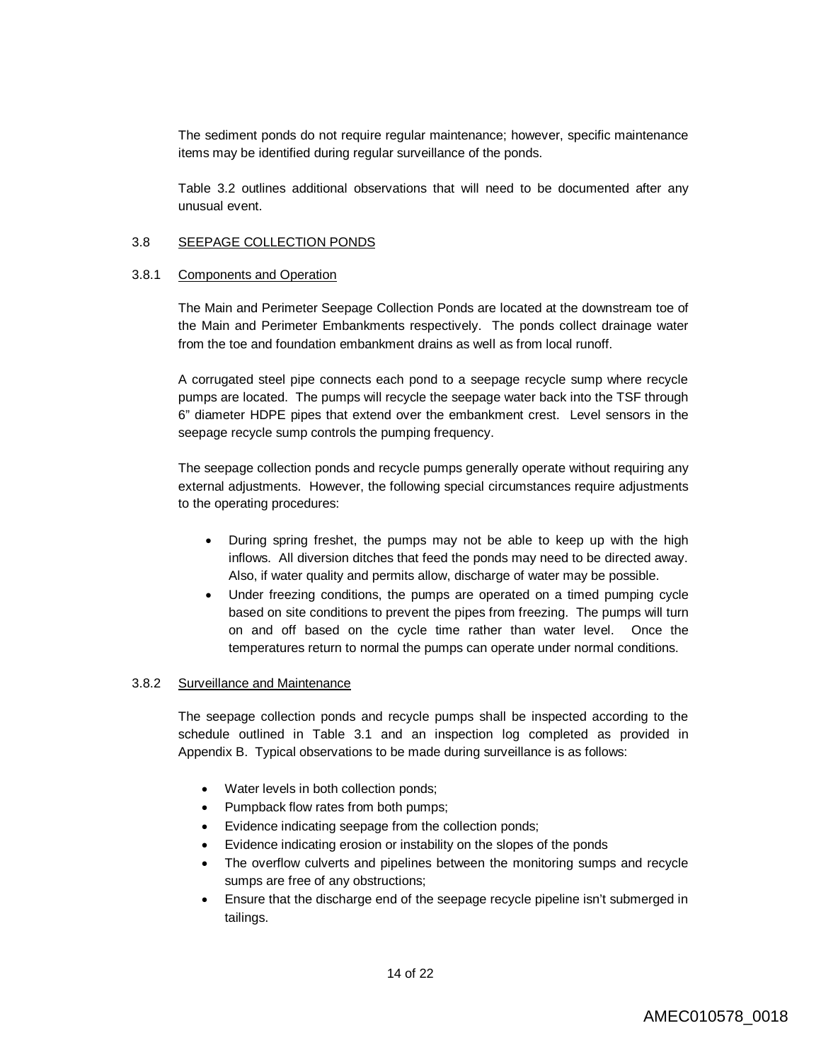The sediment ponds do not require regular maintenance; however, specific maintenance items may be identified during regular surveillance of the ponds.

Table 3.2 outlines additional observations that will need to be documented after any unusual event.

## 3.8 SEEPAGE COLLECTION PONDS

### 3.8.1 Components and Operation

The Main and Perimeter Seepage Collection Ponds are located at the downstream toe of the Main and Perimeter Embankments respectively. The ponds collect drainage water from the toe and foundation embankment drains as well as from local runoff.

A corrugated steel pipe connects each pond to a seepage recycle sump where recycle pumps are located. The pumps will recycle the seepage water back into the TSF through 6" diameter HDPE pipes that extend over the embankment crest. Level sensors in the seepage recycle sump controls the pumping frequency.

The seepage collection ponds and recycle pumps generally operate without requiring any external adjustments. However, the following special circumstances require adjustments to the operating procedures:

- During spring freshet, the pumps may not be able to keep up with the high inflows. All diversion ditches that feed the ponds may need to be directed away. Also, if water quality and permits allow, discharge of water may be possible.
- Under freezing conditions, the pumps are operated on a timed pumping cycle based on site conditions to prevent the pipes from freezing. The pumps will turn on and off based on the cycle time rather than water level. Once the temperatures return to normal the pumps can operate under normal conditions.

### 3.8.2 Surveillance and Maintenance

The seepage collection ponds and recycle pumps shall be inspected according to the schedule outlined in Table 3.1 and an inspection log completed as provided in Appendix B. Typical observations to be made during surveillance is as follows:

- Water levels in both collection ponds;
- Pumpback flow rates from both pumps;
- Evidence indicating seepage from the collection ponds;
- Evidence indicating erosion or instability on the slopes of the ponds
- The overflow culverts and pipelines between the monitoring sumps and recycle sumps are free of any obstructions;
- Ensure that the discharge end of the seepage recycle pipeline isn't submerged in tailings.

AMEC010578_0018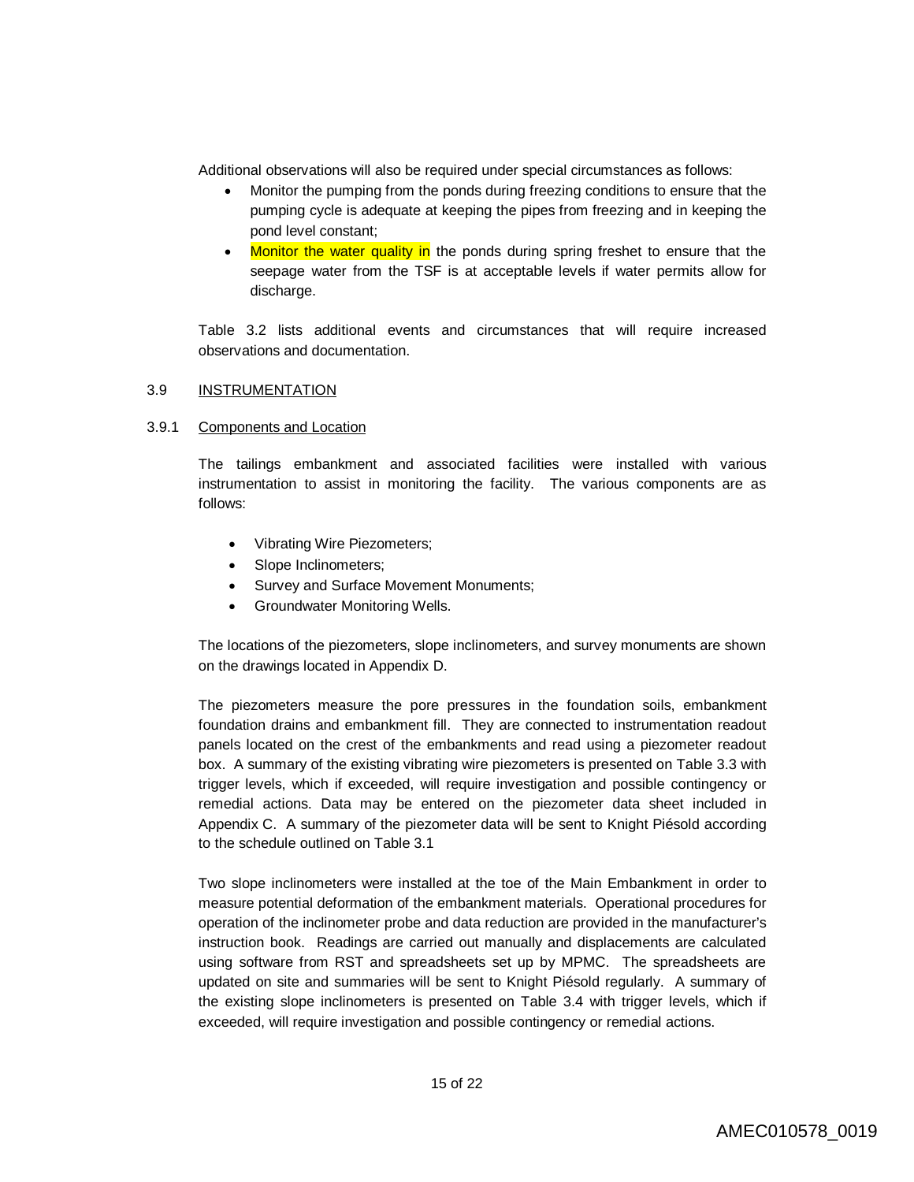Additional observations will also be required under special circumstances as follows:

- Monitor the pumping from the ponds during freezing conditions to ensure that the pumping cycle is adequate at keeping the pipes from freezing and in keeping the pond level constant;
- Monitor the water quality in the ponds during spring freshet to ensure that the seepage water from the TSF is at acceptable levels if water permits allow for discharge.

Table 3.2 lists additional events and circumstances that will require increased observations and documentation.

## 3.9 INSTRUMENTATION

### 3.9.1 Components and Location

The tailings embankment and associated facilities were installed with various instrumentation to assist in monitoring the facility. The various components are as follows:

- Vibrating Wire Piezometers;
- Slope Inclinometers;
- Survey and Surface Movement Monuments;
- Groundwater Monitoring Wells.

The locations of the piezometers, slope inclinometers, and survey monuments are shown on the drawings located in Appendix D.

The piezometers measure the pore pressures in the foundation soils, embankment foundation drains and embankment fill. They are connected to instrumentation readout panels located on the crest of the embankments and read using a piezometer readout box. A summary of the existing vibrating wire piezometers is presented on Table 3.3 with trigger levels, which if exceeded, will require investigation and possible contingency or remedial actions. Data may be entered on the piezometer data sheet included in Appendix C. A summary of the piezometer data will be sent to Knight Piésold according to the schedule outlined on Table 3.1

Two slope inclinometers were installed at the toe of the Main Embankment in order to measure potential deformation of the embankment materials. Operational procedures for operation of the inclinometer probe and data reduction are provided in the manufacturer's instruction book. Readings are carried out manually and displacements are calculated using software from RST and spreadsheets set up by MPMC. The spreadsheets are updated on site and summaries will be sent to Knight Piésold regularly. A summary of the existing slope inclinometers is presented on Table 3.4 with trigger levels, which if exceeded, will require investigation and possible contingency or remedial actions.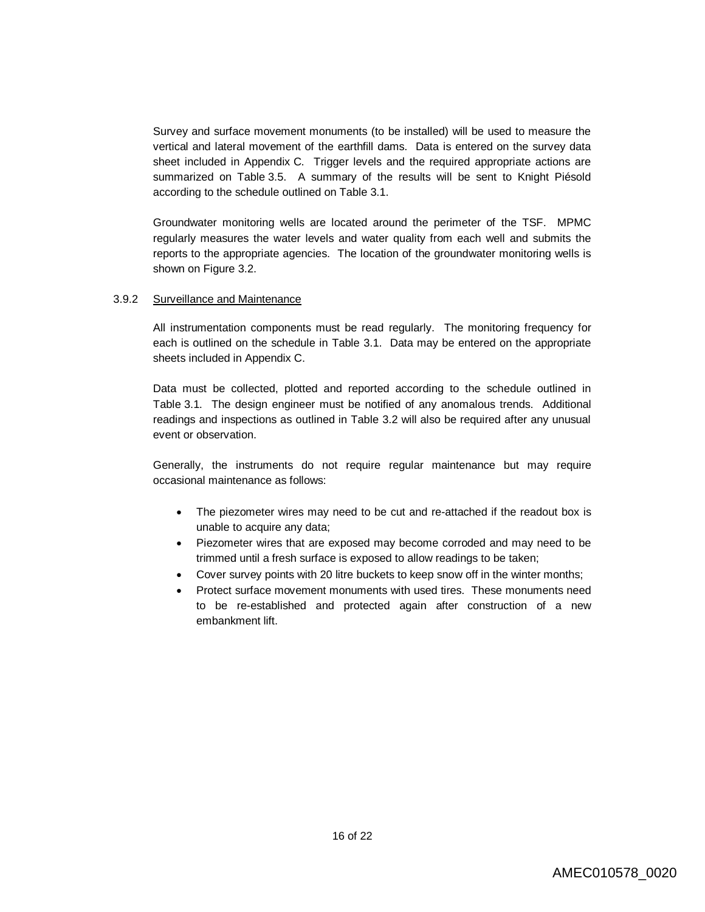Survey and surface movement monuments (to be installed) will be used to measure the vertical and lateral movement of the earthfill dams. Data is entered on the survey data sheet included in Appendix C. Trigger levels and the required appropriate actions are summarized on Table 3.5. A summary of the results will be sent to Knight Piésold according to the schedule outlined on Table 3.1.

Groundwater monitoring wells are located around the perimeter of the TSF. MPMC regularly measures the water levels and water quality from each well and submits the reports to the appropriate agencies. The location of the groundwater monitoring wells is shown on Figure 3.2.

### 3.9.2 Surveillance and Maintenance

All instrumentation components must be read regularly. The monitoring frequency for each is outlined on the schedule in Table 3.1. Data may be entered on the appropriate sheets included in Appendix C.

Data must be collected, plotted and reported according to the schedule outlined in Table 3.1. The design engineer must be notified of any anomalous trends. Additional readings and inspections as outlined in Table 3.2 will also be required after any unusual event or observation.

Generally, the instruments do not require regular maintenance but may require occasional maintenance as follows:

- The piezometer wires may need to be cut and re-attached if the readout box is unable to acquire any data;
- Piezometer wires that are exposed may become corroded and may need to be trimmed until a fresh surface is exposed to allow readings to be taken;
- Cover survey points with 20 litre buckets to keep snow off in the winter months;
- Protect surface movement monuments with used tires. These monuments need to be re-established and protected again after construction of a new embankment lift.

AMEC010578_0020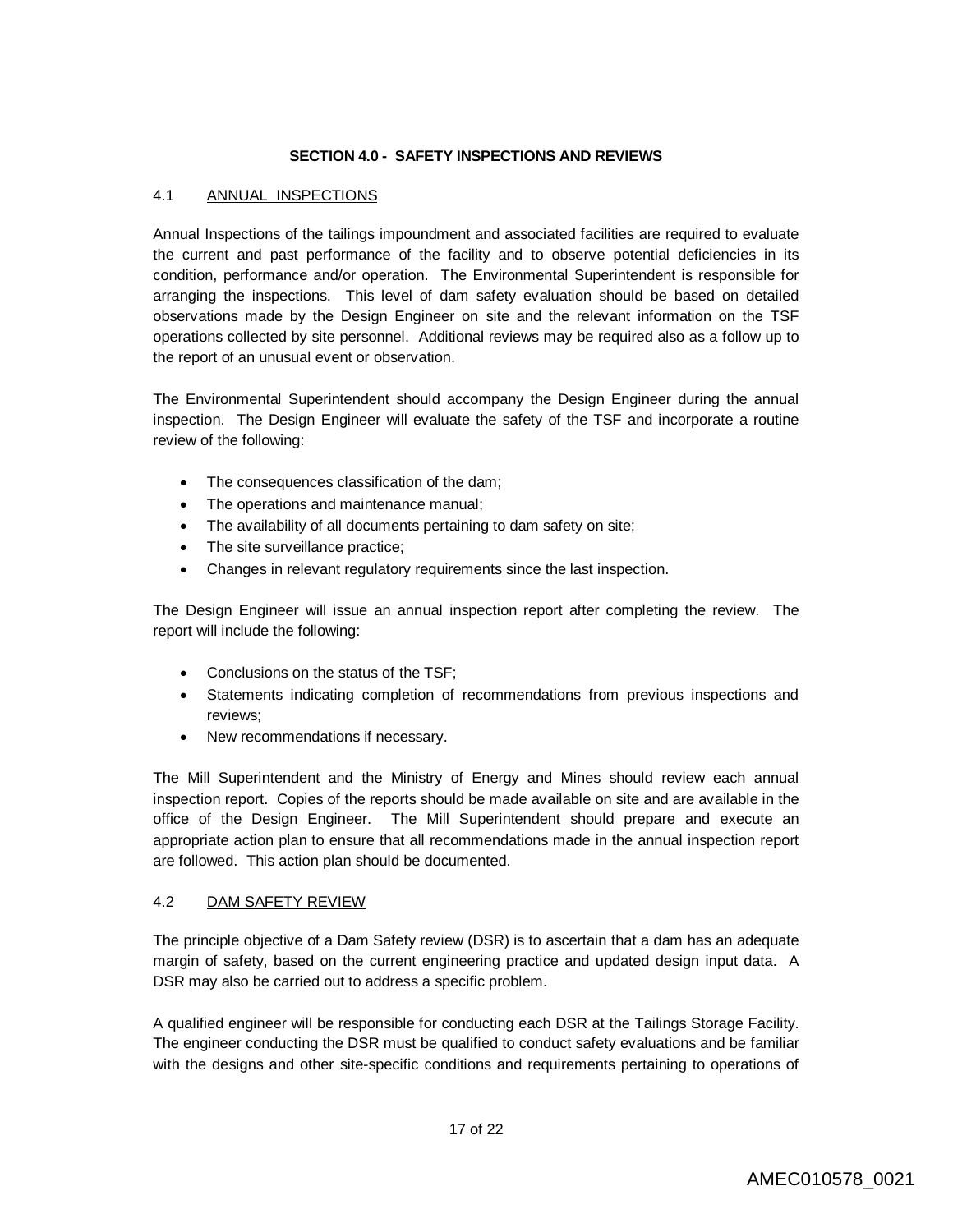## SECTION 4.0 - SAFETY INSPECTIONS AND REVIEWS

### 4.1 ANNUAL INSPECTIONS

Annual Inspections of the tailings impoundment and associated facilities are required to evaluate the current and past performance of the facility and to observe potential deficiencies in its condition, performance and/or operation. The Environmental Superintendent is responsible for arranging the inspections. This level of dam safety evaluation should be based on detailed observations made by the Design Engineer on site and the relevant information on the TSF operations collected by site personnel. Additional reviews may be required also as a follow up to the report of an unusual event or observation.

The Environmental Superintendent should accompany the Design Engineer during the annual inspection. The Design Engineer will evaluate the safety of the TSF and incorporate a routine review of the following:

- The consequences classification of the dam;
- The operations and maintenance manual;
- The availability of all documents pertaining to dam safety on site;
- The site surveillance practice;
- Changes in relevant regulatory requirements since the last inspection.

The Design Engineer will issue an annual inspection report after completing the review. The report will include the following:

- Conclusions on the status of the TSF;
- Statements indicating completion of recommendations from previous inspections and reviews;
- New recommendations if necessary.

The Mill Superintendent and the Ministry of Energy and Mines should review each annual inspection report. Copies of the reports should be made available on site and are available in the office of the Design Engineer. The Mill Superintendent should prepare and execute an appropriate action plan to ensure that all recommendations made in the annual inspection report are followed. This action plan should be documented.

### 4.2 DAM SAFETY REVIEW

The principle objective of a Dam Safety review (DSR) is to ascertain that a dam has an adequate margin of safety, based on the current engineering practice and updated design input data. A DSR may also be carried out to address a specific problem.

A qualified engineer will be responsible for conducting each DSR at the Tailings Storage Facility. The engineer conducting the DSR must be qualified to conduct safety evaluations and be familiar with the designs and other site-specific conditions and requirements pertaining to operations of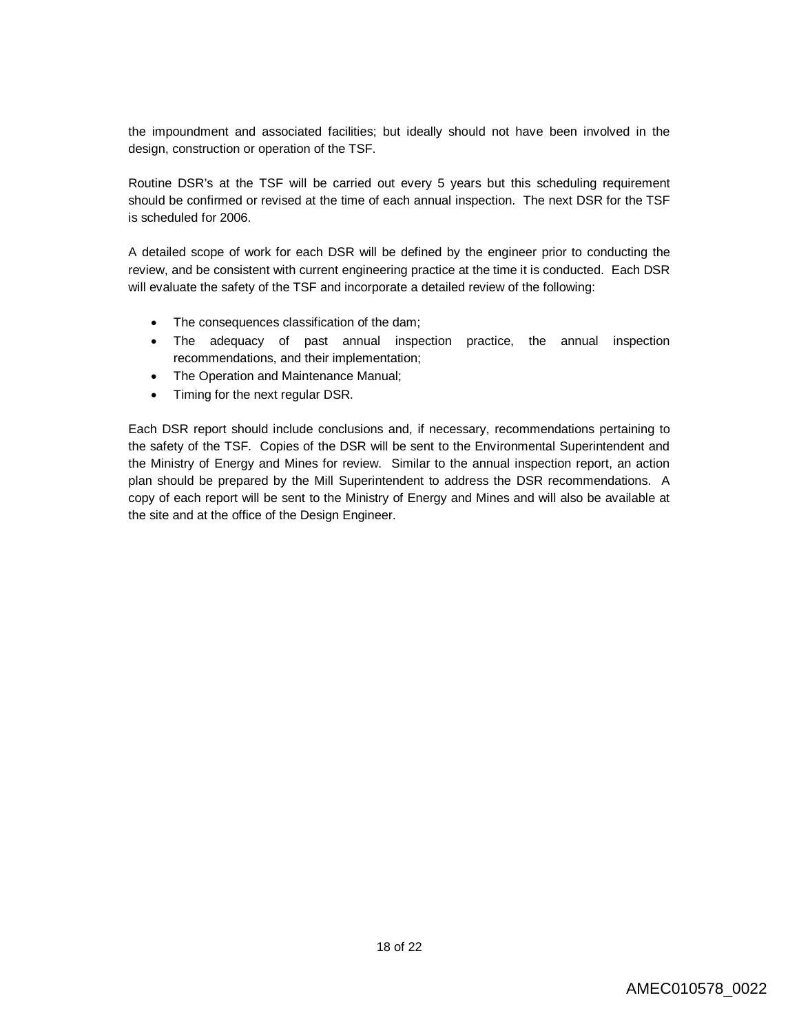the impoundment and associated facilities; but ideally should not have been involved in the design, construction or operation of the TSF.

Routine DSR's at the TSF will be carried out every 5 years but this scheduling requirement should be confirmed or revised at the time of each annual inspection. The next DSR for the TSF is scheduled for 2006.

A detailed scope of work for each DSR will be defined by the engineer prior to conducting the review, and be consistent with current engineering practice at the time it is conducted. Each DSR will evaluate the safety of the TSF and incorporate a detailed review of the following:

- The consequences classification of the dam;
- The adequacy of past annual inspection practice, the annual inspection recommendations, and their implementation;
- The Operation and Maintenance Manual;
- Timing for the next regular DSR.

Each DSR report should include conclusions and, if necessary, recommendations pertaining to the safety of the TSF. Copies of the DSR will be sent to the Environmental Superintendent and the Ministry of Energy and Mines for review. Similar to the annual inspection report, an action plan should be prepared by the Mill Superintendent to address the DSR recommendations. A copy of each report will be sent to the Ministry of Energy and Mines and will also be available at the site and at the office of the Design Engineer.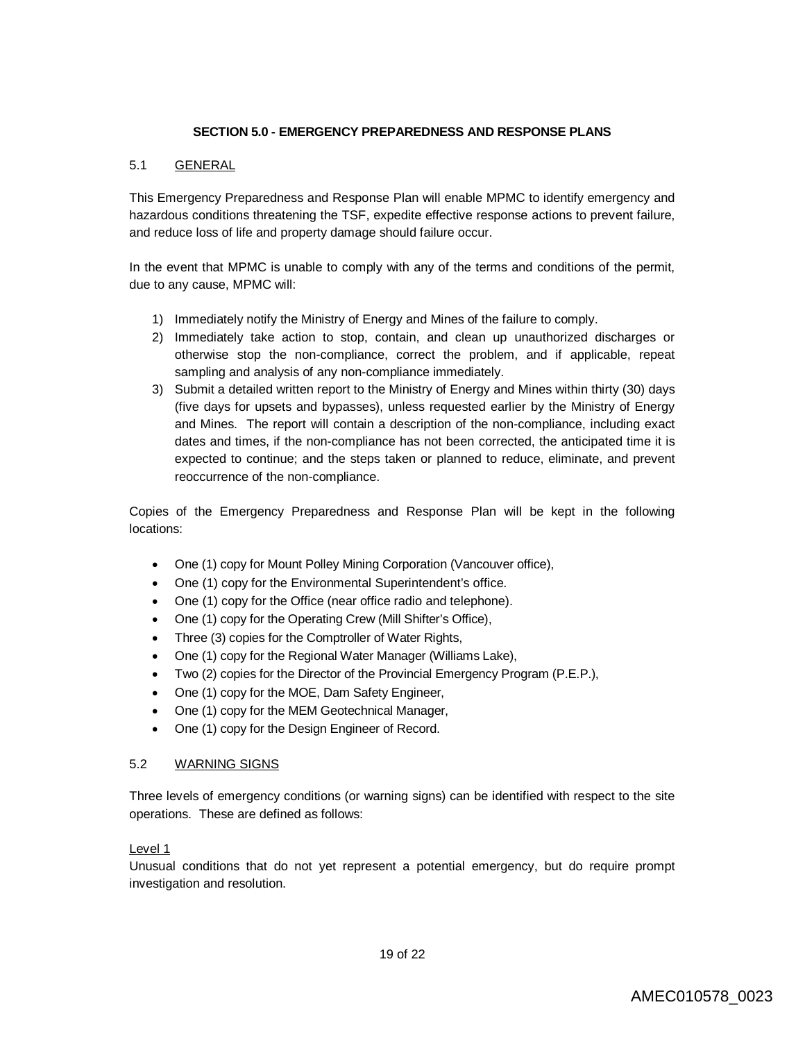## SECTION 5.0 - EMERGENCY PREPAREDNESS AND RESPONSE PLANS

### 5.1 GENERAL

This Emergency Preparedness and Response Plan will enable MPMC to identify emergency and hazardous conditions threatening the TSF, expedite effective response actions to prevent failure, and reduce loss of life and property damage should failure occur.

In the event that MPMC is unable to comply with any of the terms and conditions of the permit, due to any cause, MPMC will:

1) Immediately notify the Ministry of Energy and Mines of the failure to comply.
2) Immediately take action to stop, contain, and clean up unauthorized discharges or otherwise stop the non-compliance, correct the problem, and if applicable, repeat sampling and analysis of any non-compliance immediately.
3) Submit a detailed written report to the Ministry of Energy and Mines within thirty (30) days (five days for upsets and bypasses), unless requested earlier by the Ministry of Energy and Mines. The report will contain a description of the non-compliance, including exact dates and times, if the non-compliance has not been corrected, the anticipated time it is expected to continue; and the steps taken or planned to reduce, eliminate, and prevent reoccurrence of the non-compliance.

Copies of the Emergency Preparedness and Response Plan will be kept in the following locations:

- One (1) copy for Mount Polley Mining Corporation (Vancouver office),
- One (1) copy for the Environmental Superintendent's office.
- One (1) copy for the Office (near office radio and telephone).
- One (1) copy for the Operating Crew (Mill Shifter's Office),
- Three (3) copies for the Comptroller of Water Rights,
- One (1) copy for the Regional Water Manager (Williams Lake),
- Two (2) copies for the Director of the Provincial Emergency Program (P.E.P.),
- One (1) copy for the MOE, Dam Safety Engineer,
- One (1) copy for the MEM Geotechnical Manager,
- One (1) copy for the Design Engineer of Record.

### 5.2 WARNING SIGNS

Three levels of emergency conditions (or warning signs) can be identified with respect to the site operations. These are defined as follows:

Level 1
Unusual conditions that do not yet represent a potential emergency, but do require prompt investigation and resolution.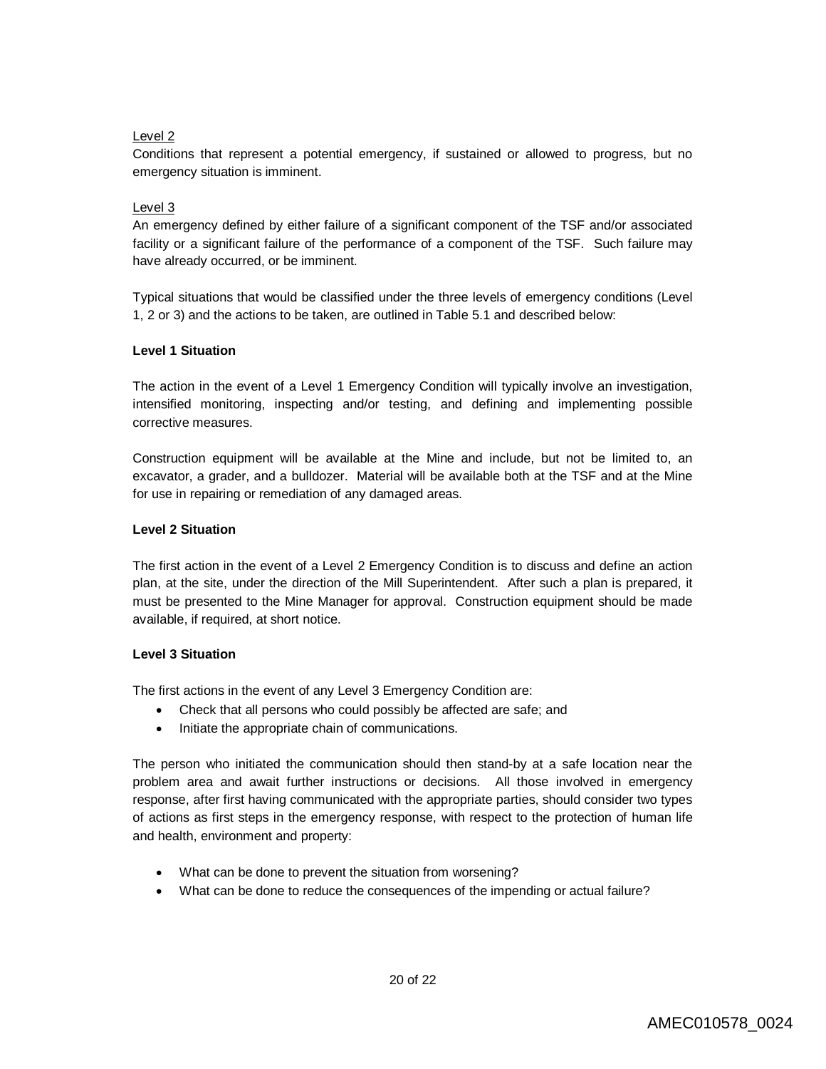Level 2

Conditions that represent a potential emergency, if sustained or allowed to progress, but no emergency situation is imminent.

Level 3

An emergency defined by either failure of a significant component of the TSF and/or associated facility or a significant failure of the performance of a component of the TSF. Such failure may have already occurred, or be imminent.

Typical situations that would be classified under the three levels of emergency conditions (Level 1, 2 or 3) and the actions to be taken, are outlined in Table 5.1 and described below:

**Level 1 Situation**

The action in the event of a Level 1 Emergency Condition will typically involve an investigation, intensified monitoring, inspecting and/or testing, and defining and implementing possible corrective measures.

Construction equipment will be available at the Mine and include, but not be limited to, an excavator, a grader, and a bulldozer. Material will be available both at the TSF and at the Mine for use in repairing or remediation of any damaged areas.

**Level 2 Situation**

The first action in the event of a Level 2 Emergency Condition is to discuss and define an action plan, at the site, under the direction of the Mill Superintendent. After such a plan is prepared, it must be presented to the Mine Manager for approval. Construction equipment should be made available, if required, at short notice.

**Level 3 Situation**

The first actions in the event of any Level 3 Emergency Condition are:

- Check that all persons who could possibly be affected are safe; and
- Initiate the appropriate chain of communications.

The person who initiated the communication should then stand-by at a safe location near the problem area and await further instructions or decisions. All those involved in emergency response, after first having communicated with the appropriate parties, should consider two types of actions as first steps in the emergency response, with respect to the protection of human life and health, environment and property:

- What can be done to prevent the situation from worsening?
- What can be done to reduce the consequences of the impending or actual failure?

AMEC010578_0024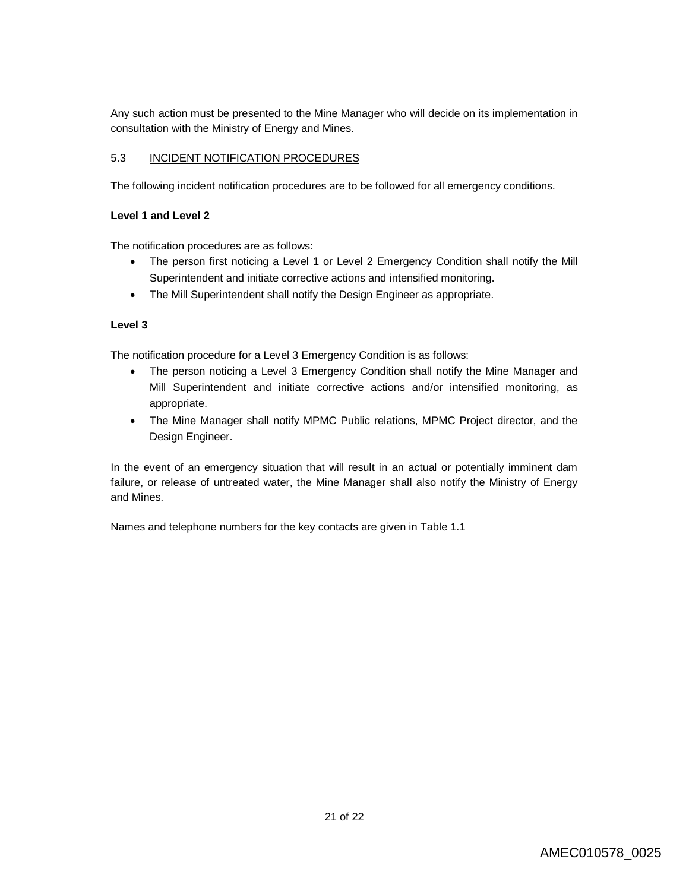Any such action must be presented to the Mine Manager who will decide on its implementation in consultation with the Ministry of Energy and Mines.

### 5.3 INCIDENT NOTIFICATION PROCEDURES

The following incident notification procedures are to be followed for all emergency conditions.

**Level 1 and Level 2**

The notification procedures are as follows:

- The person first noticing a Level 1 or Level 2 Emergency Condition shall notify the Mill Superintendent and initiate corrective actions and intensified monitoring.
- The Mill Superintendent shall notify the Design Engineer as appropriate.

**Level 3**

The notification procedure for a Level 3 Emergency Condition is as follows:

- The person noticing a Level 3 Emergency Condition shall notify the Mine Manager and Mill Superintendent and initiate corrective actions and/or intensified monitoring, as appropriate.
- The Mine Manager shall notify MPMC Public relations, MPMC Project director, and the Design Engineer.

In the event of an emergency situation that will result in an actual or potentially imminent dam failure, or release of untreated water, the Mine Manager shall also notify the Ministry of Energy and Mines.

Names and telephone numbers for the key contacts are given in Table 1.1

AMEC010578_0025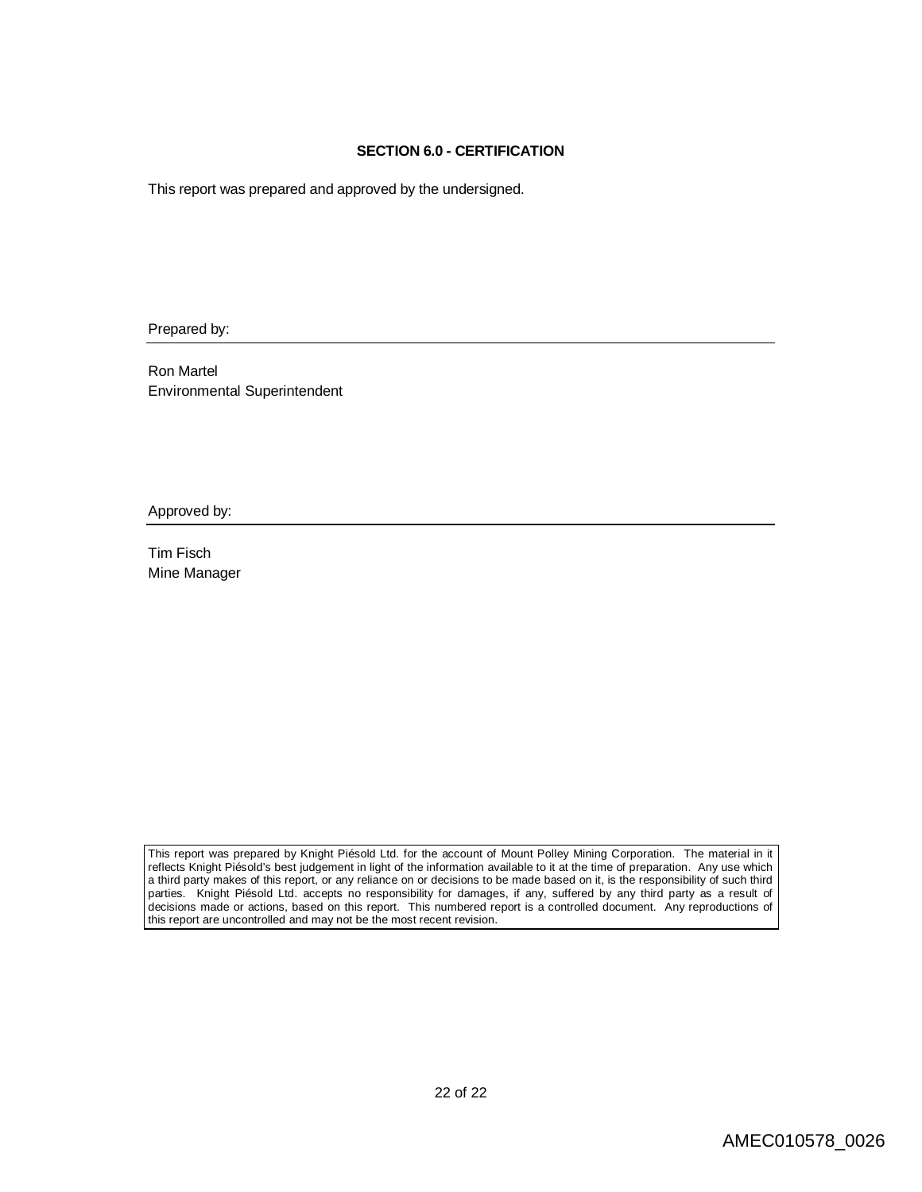## SECTION 6.0 - CERTIFICATION

This report was prepared and approved by the undersigned.

Prepared by:

Ron Martel
Environmental Superintendent

Approved by:

Tim Fisch
Mine Manager

This report was prepared by Knight Piésold Ltd. for the account of Mount Polley Mining Corporation. The material in it reflects Knight Piésold's best judgement in light of the information available to it at the time of preparation. Any use which a third party makes of this report, or any reliance on or decisions to be made based on it, is the responsibility of such third parties. Knight Piésold Ltd. accepts no responsibility for damages, if any, suffered by any third party as a result of decisions made or actions, based on this report. This numbered report is a controlled document. Any reproductions of this report are uncontrolled and may not be the most recent revision.

AMEC010578_0026